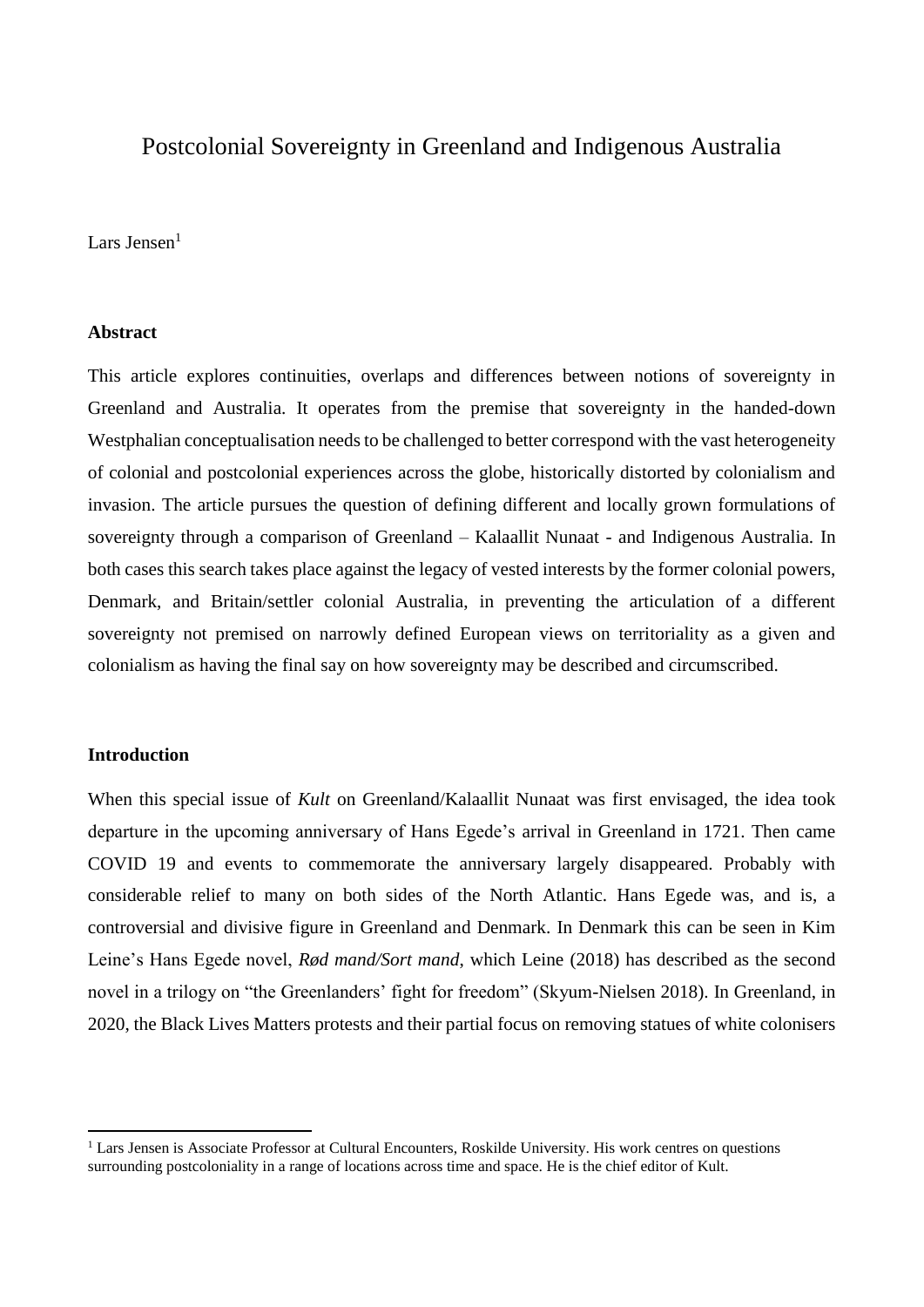# Postcolonial Sovereignty in Greenland and Indigenous Australia

Lars Jensen[1]

## Abstract

This article explores continuities, overlaps and differences between notions of sovereignty in Greenland and Australia. It operates from the premise that sovereignty in the handed-down Westphalian conceptualisation needs to be challenged to better correspond with the vast heterogeneity of colonial and postcolonial experiences across the globe, historically distorted by colonialism and invasion. The article pursues the question of defining different and locally grown formulations of sovereignty through a comparison of Greenland – Kalaallit Nunaat - and Indigenous Australia. In both cases this search takes place against the legacy of vested interests by the former colonial powers, Denmark, and Britain/settler colonial Australia, in preventing the articulation of a different sovereignty not premised on narrowly defined European views on territoriality as a given and colonialism as having the final say on how sovereignty may be described and circumscribed.

## Introduction

When this special issue of *Kult* on Greenland/Kalaallit Nunaat was first envisaged, the idea took departure in the upcoming anniversary of Hans Egede's arrival in Greenland in 1721. Then came COVID 19 and events to commemorate the anniversary largely disappeared. Probably with considerable relief to many on both sides of the North Atlantic. Hans Egede was, and is, a controversial and divisive figure in Greenland and Denmark. In Denmark this can be seen in Kim Leine's Hans Egede novel, *Rød mand/Sort mand*, which Leine (2018) has described as the second novel in a trilogy on "the Greenlanders' fight for freedom" (Skyum-Nielsen 2018). In Greenland, in 2020, the Black Lives Matters protests and their partial focus on removing statues of white colonisers

[1] Lars Jensen is Associate Professor at Cultural Encounters, Roskilde University. His work centres on questions surrounding postcoloniality in a range of locations across time and space. He is the chief editor of Kult.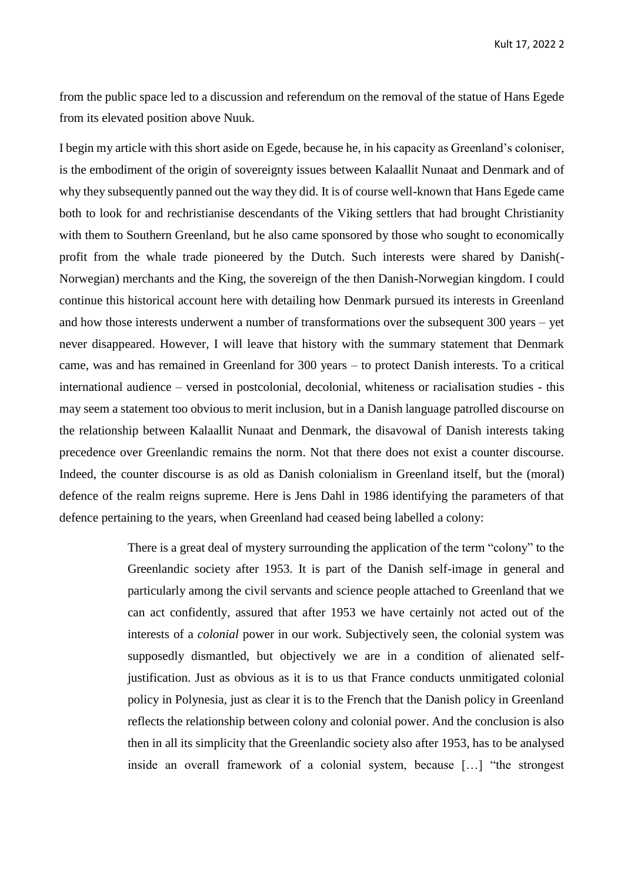from the public space led to a discussion and referendum on the removal of the statue of Hans Egede from its elevated position above Nuuk.

I begin my article with this short aside on Egede, because he, in his capacity as Greenland's coloniser, is the embodiment of the origin of sovereignty issues between Kalaallit Nunaat and Denmark and of why they subsequently panned out the way they did. It is of course well-known that Hans Egede came both to look for and rechristianise descendants of the Viking settlers that had brought Christianity with them to Southern Greenland, but he also came sponsored by those who sought to economically profit from the whale trade pioneered by the Dutch. Such interests were shared by Danish(-Norwegian) merchants and the King, the sovereign of the then Danish-Norwegian kingdom. I could continue this historical account here with detailing how Denmark pursued its interests in Greenland and how those interests underwent a number of transformations over the subsequent 300 years – yet never disappeared. However, I will leave that history with the summary statement that Denmark came, was and has remained in Greenland for 300 years – to protect Danish interests. To a critical international audience – versed in postcolonial, decolonial, whiteness or racialisation studies - this may seem a statement too obvious to merit inclusion, but in a Danish language patrolled discourse on the relationship between Kalaallit Nunaat and Denmark, the disavowal of Danish interests taking precedence over Greenlandic remains the norm. Not that there does not exist a counter discourse. Indeed, the counter discourse is as old as Danish colonialism in Greenland itself, but the (moral) defence of the realm reigns supreme. Here is Jens Dahl in 1986 identifying the parameters of that defence pertaining to the years, when Greenland had ceased being labelled a colony:

> There is a great deal of mystery surrounding the application of the term "colony" to the Greenlandic society after 1953. It is part of the Danish self-image in general and particularly among the civil servants and science people attached to Greenland that we can act confidently, assured that after 1953 we have certainly not acted out of the interests of a *colonial* power in our work. Subjectively seen, the colonial system was supposedly dismantled, but objectively we are in a condition of alienated self-justification. Just as obvious as it is to us that France conducts unmitigated colonial policy in Polynesia, just as clear it is to the French that the Danish policy in Greenland reflects the relationship between colony and colonial power. And the conclusion is also then in all its simplicity that the Greenlandic society also after 1953, has to be analysed inside an overall framework of a colonial system, because […] "the strongest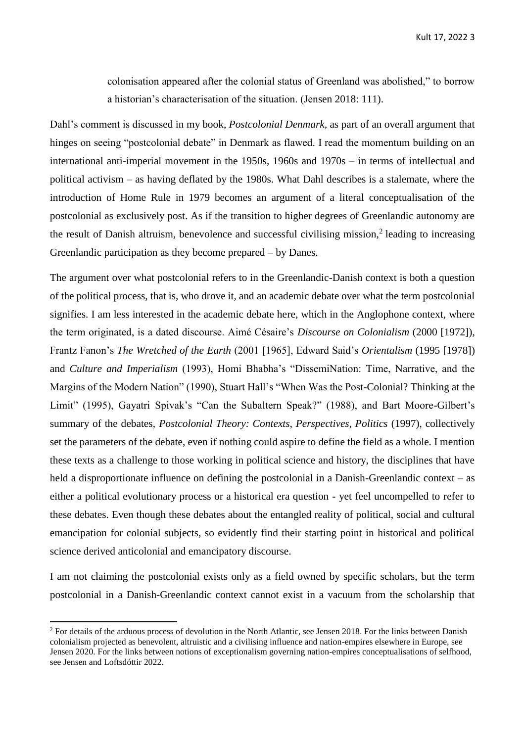colonisation appeared after the colonial status of Greenland was abolished," to borrow a historian's characterisation of the situation. (Jensen 2018: 111).

Dahl's comment is discussed in my book, *Postcolonial Denmark,* as part of an overall argument that hinges on seeing "postcolonial debate" in Denmark as flawed. I read the momentum building on an international anti-imperial movement in the 1950s, 1960s and 1970s – in terms of intellectual and political activism – as having deflated by the 1980s. What Dahl describes is a stalemate, where the introduction of Home Rule in 1979 becomes an argument of a literal conceptualisation of the postcolonial as exclusively post. As if the transition to higher degrees of Greenlandic autonomy are the result of Danish altruism, benevolence and successful civilising mission,[2] leading to increasing Greenlandic participation as they become prepared – by Danes.

The argument over what postcolonial refers to in the Greenlandic-Danish context is both a question of the political process, that is, who drove it, and an academic debate over what the term postcolonial signifies. I am less interested in the academic debate here, which in the Anglophone context, where the term originated, is a dated discourse. Aimé Césaire's *Discourse on Colonialism* (2000 [1972]), Frantz Fanon's *The Wretched of the Earth* (2001 [1965], Edward Said's *Orientalism* (1995 [1978]) and *Culture and Imperialism* (1993), Homi Bhabha's "DissemiNation: Time, Narrative, and the Margins of the Modern Nation" (1990), Stuart Hall's "When Was the Post-Colonial? Thinking at the Limit" (1995), Gayatri Spivak's "Can the Subaltern Speak?" (1988), and Bart Moore-Gilbert's summary of the debates, *Postcolonial Theory: Contexts, Perspectives, Politics* (1997), collectively set the parameters of the debate, even if nothing could aspire to define the field as a whole. I mention these texts as a challenge to those working in political science and history, the disciplines that have held a disproportionate influence on defining the postcolonial in a Danish-Greenlandic context – as either a political evolutionary process or a historical era question - yet feel uncompelled to refer to these debates. Even though these debates about the entangled reality of political, social and cultural emancipation for colonial subjects, so evidently find their starting point in historical and political science derived anticolonial and emancipatory discourse.

I am not claiming the postcolonial exists only as a field owned by specific scholars, but the term postcolonial in a Danish-Greenlandic context cannot exist in a vacuum from the scholarship that

---

[2] For details of the arduous process of devolution in the North Atlantic, see Jensen 2018. For the links between Danish colonialism projected as benevolent, altruistic and a civilising influence and nation-empires elsewhere in Europe, see Jensen 2020. For the links between notions of exceptionalism governing nation-empires conceptualisations of selfhood, see Jensen and Loftsdóttir 2022.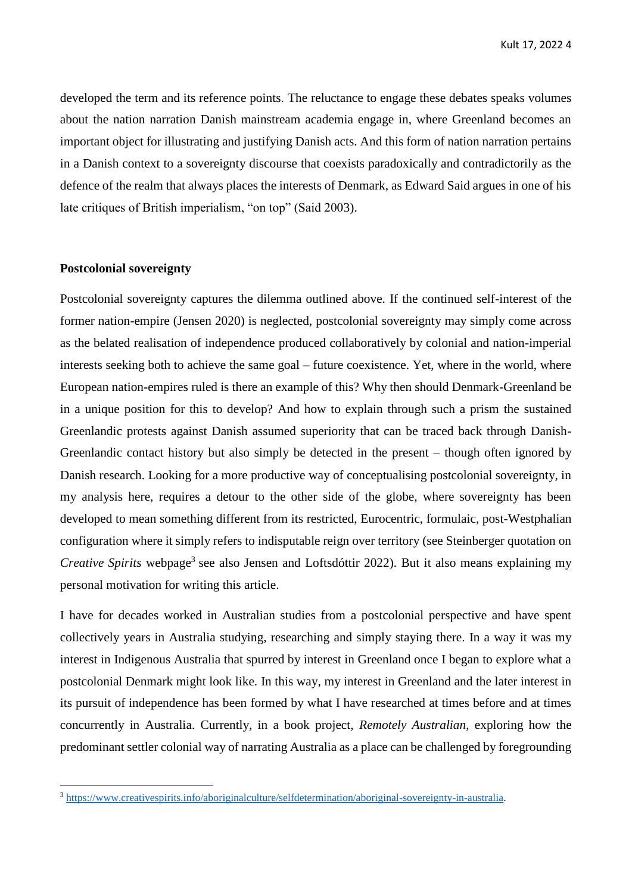developed the term and its reference points. The reluctance to engage these debates speaks volumes about the nation narration Danish mainstream academia engage in, where Greenland becomes an important object for illustrating and justifying Danish acts. And this form of nation narration pertains in a Danish context to a sovereignty discourse that coexists paradoxically and contradictorily as the defence of the realm that always places the interests of Denmark, as Edward Said argues in one of his late critiques of British imperialism, "on top" (Said 2003).

**Postcolonial sovereignty**

Postcolonial sovereignty captures the dilemma outlined above. If the continued self-interest of the former nation-empire (Jensen 2020) is neglected, postcolonial sovereignty may simply come across as the belated realisation of independence produced collaboratively by colonial and nation-imperial interests seeking both to achieve the same goal – future coexistence. Yet, where in the world, where European nation-empires ruled is there an example of this? Why then should Denmark-Greenland be in a unique position for this to develop? And how to explain through such a prism the sustained Greenlandic protests against Danish assumed superiority that can be traced back through Danish-Greenlandic contact history but also simply be detected in the present – though often ignored by Danish research. Looking for a more productive way of conceptualising postcolonial sovereignty, in my analysis here, requires a detour to the other side of the globe, where sovereignty has been developed to mean something different from its restricted, Eurocentric, formulaic, post-Westphalian configuration where it simply refers to indisputable reign over territory (see Steinberger quotation on *Creative Spirits* webpage[3] see also Jensen and Loftsdóttir 2022). But it also means explaining my personal motivation for writing this article.

I have for decades worked in Australian studies from a postcolonial perspective and have spent collectively years in Australia studying, researching and simply staying there. In a way it was my interest in Indigenous Australia that spurred by interest in Greenland once I began to explore what a postcolonial Denmark might look like. In this way, my interest in Greenland and the later interest in its pursuit of independence has been formed by what I have researched at times before and at times concurrently in Australia. Currently, in a book project, *Remotely Australian*, exploring how the predominant settler colonial way of narrating Australia as a place can be challenged by foregrounding

[3] https://www.creativespirits.info/aboriginalculture/selfdetermination/aboriginal-sovereignty-in-australia.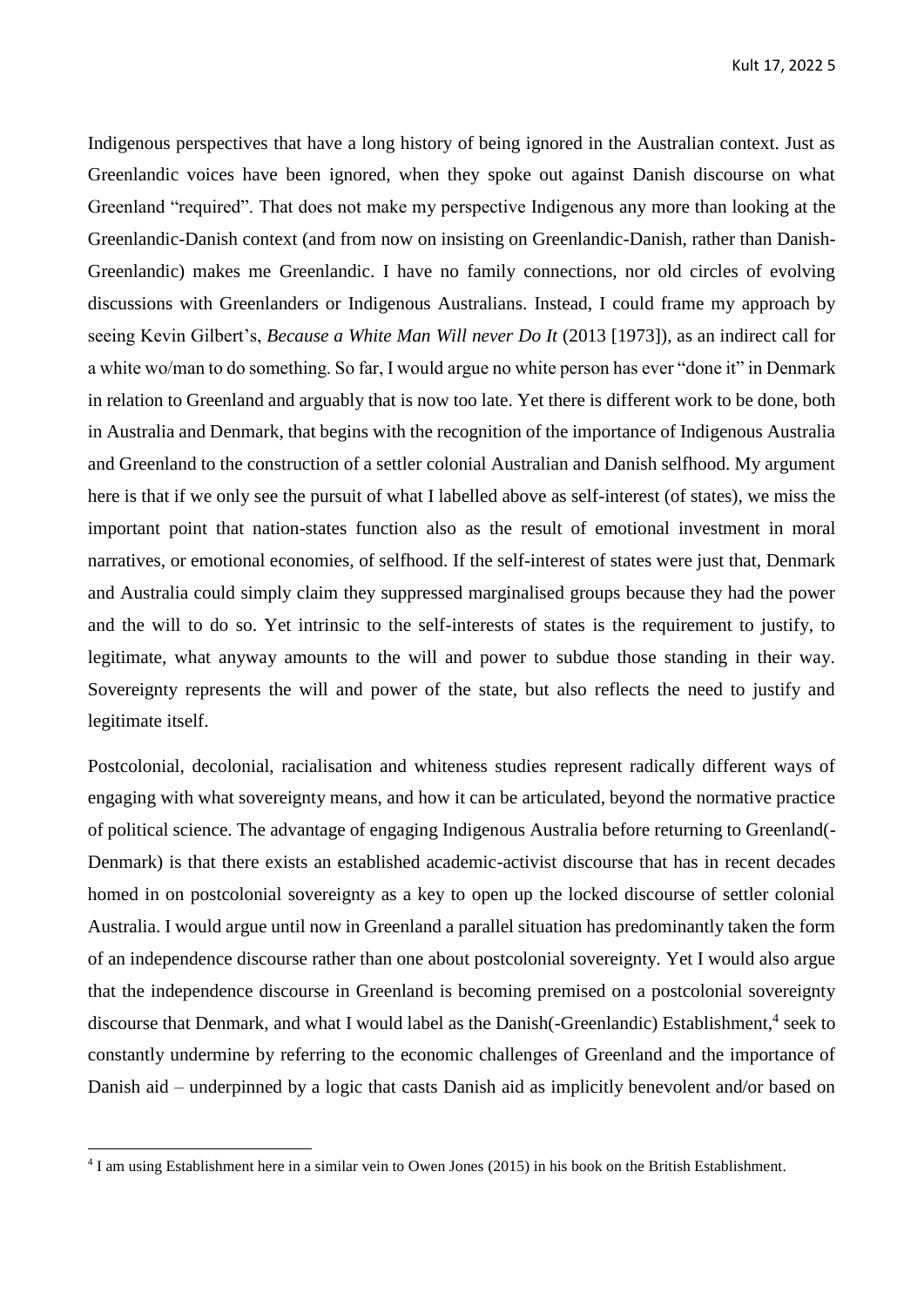Indigenous perspectives that have a long history of being ignored in the Australian context. Just as Greenlandic voices have been ignored, when they spoke out against Danish discourse on what Greenland "required". That does not make my perspective Indigenous any more than looking at the Greenlandic-Danish context (and from now on insisting on Greenlandic-Danish, rather than Danish-Greenlandic) makes me Greenlandic. I have no family connections, nor old circles of evolving discussions with Greenlanders or Indigenous Australians. Instead, I could frame my approach by seeing Kevin Gilbert's, *Because a White Man Will never Do It* (2013 [1973]), as an indirect call for a white wo/man to do something. So far, I would argue no white person has ever "done it" in Denmark in relation to Greenland and arguably that is now too late. Yet there is different work to be done, both in Australia and Denmark, that begins with the recognition of the importance of Indigenous Australia and Greenland to the construction of a settler colonial Australian and Danish selfhood. My argument here is that if we only see the pursuit of what I labelled above as self-interest (of states), we miss the important point that nation-states function also as the result of emotional investment in moral narratives, or emotional economies, of selfhood. If the self-interest of states were just that, Denmark and Australia could simply claim they suppressed marginalised groups because they had the power and the will to do so. Yet intrinsic to the self-interests of states is the requirement to justify, to legitimate, what anyway amounts to the will and power to subdue those standing in their way. Sovereignty represents the will and power of the state, but also reflects the need to justify and legitimate itself.

Postcolonial, decolonial, racialisation and whiteness studies represent radically different ways of engaging with what sovereignty means, and how it can be articulated, beyond the normative practice of political science. The advantage of engaging Indigenous Australia before returning to Greenland(-Denmark) is that there exists an established academic-activist discourse that has in recent decades homed in on postcolonial sovereignty as a key to open up the locked discourse of settler colonial Australia. I would argue until now in Greenland a parallel situation has predominantly taken the form of an independence discourse rather than one about postcolonial sovereignty. Yet I would also argue that the independence discourse in Greenland is becoming premised on a postcolonial sovereignty discourse that Denmark, and what I would label as the Danish(-Greenlandic) Establishment,[4] seek to constantly undermine by referring to the economic challenges of Greenland and the importance of Danish aid – underpinned by a logic that casts Danish aid as implicitly benevolent and/or based on

[4] I am using Establishment here in a similar vein to Owen Jones (2015) in his book on the British Establishment.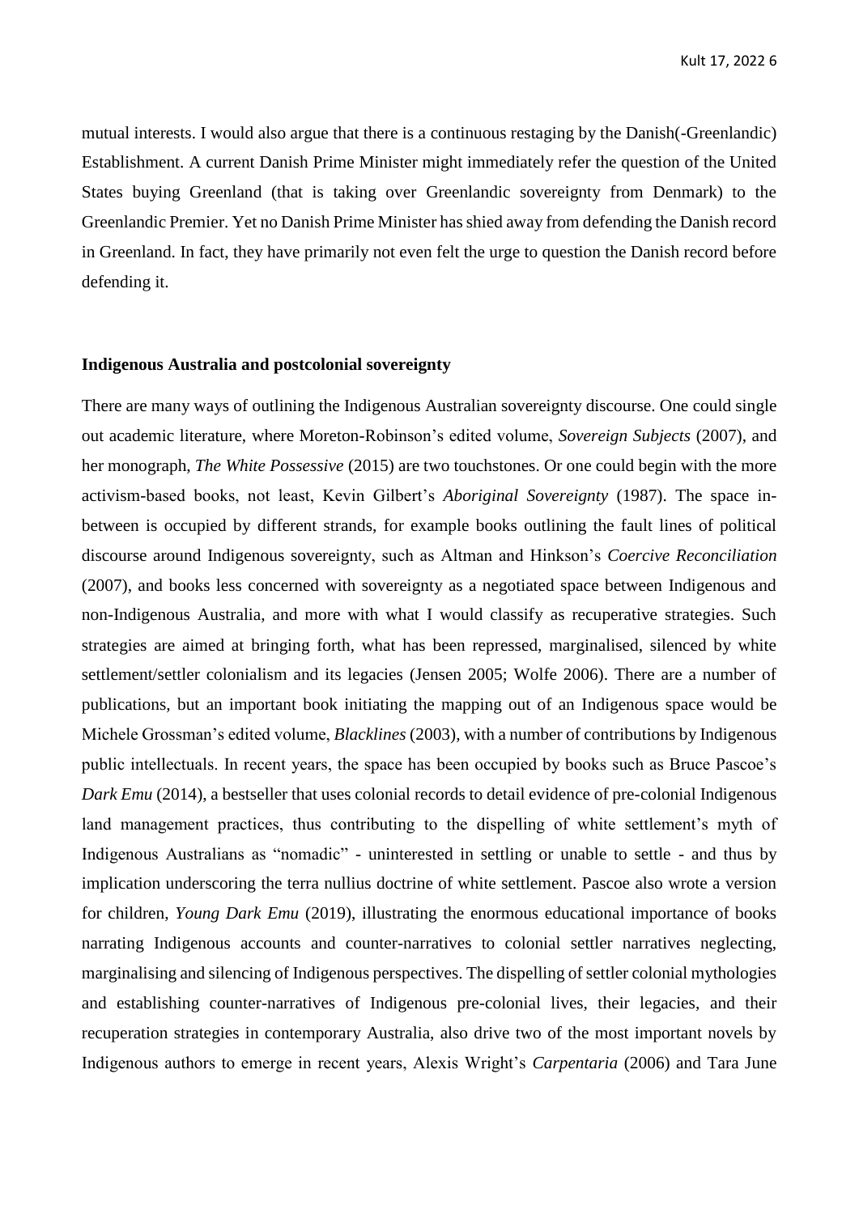mutual interests. I would also argue that there is a continuous restaging by the Danish(-Greenlandic) Establishment. A current Danish Prime Minister might immediately refer the question of the United States buying Greenland (that is taking over Greenlandic sovereignty from Denmark) to the Greenlandic Premier. Yet no Danish Prime Minister has shied away from defending the Danish record in Greenland. In fact, they have primarily not even felt the urge to question the Danish record before defending it.

### Indigenous Australia and postcolonial sovereignty

There are many ways of outlining the Indigenous Australian sovereignty discourse. One could single out academic literature, where Moreton-Robinson's edited volume, *Sovereign Subjects* (2007), and her monograph, *The White Possessive* (2015) are two touchstones. Or one could begin with the more activism-based books, not least, Kevin Gilbert's *Aboriginal Sovereignty* (1987). The space in-between is occupied by different strands, for example books outlining the fault lines of political discourse around Indigenous sovereignty, such as Altman and Hinkson's *Coercive Reconciliation* (2007), and books less concerned with sovereignty as a negotiated space between Indigenous and non-Indigenous Australia, and more with what I would classify as recuperative strategies. Such strategies are aimed at bringing forth, what has been repressed, marginalised, silenced by white settlement/settler colonialism and its legacies (Jensen 2005; Wolfe 2006). There are a number of publications, but an important book initiating the mapping out of an Indigenous space would be Michele Grossman's edited volume, *Blacklines* (2003), with a number of contributions by Indigenous public intellectuals. In recent years, the space has been occupied by books such as Bruce Pascoe's *Dark Emu* (2014), a bestseller that uses colonial records to detail evidence of pre-colonial Indigenous land management practices, thus contributing to the dispelling of white settlement's myth of Indigenous Australians as "nomadic" - uninterested in settling or unable to settle - and thus by implication underscoring the terra nullius doctrine of white settlement. Pascoe also wrote a version for children, *Young Dark Emu* (2019), illustrating the enormous educational importance of books narrating Indigenous accounts and counter-narratives to colonial settler narratives neglecting, marginalising and silencing of Indigenous perspectives. The dispelling of settler colonial mythologies and establishing counter-narratives of Indigenous pre-colonial lives, their legacies, and their recuperation strategies in contemporary Australia, also drive two of the most important novels by Indigenous authors to emerge in recent years, Alexis Wright's *Carpentaria* (2006) and Tara June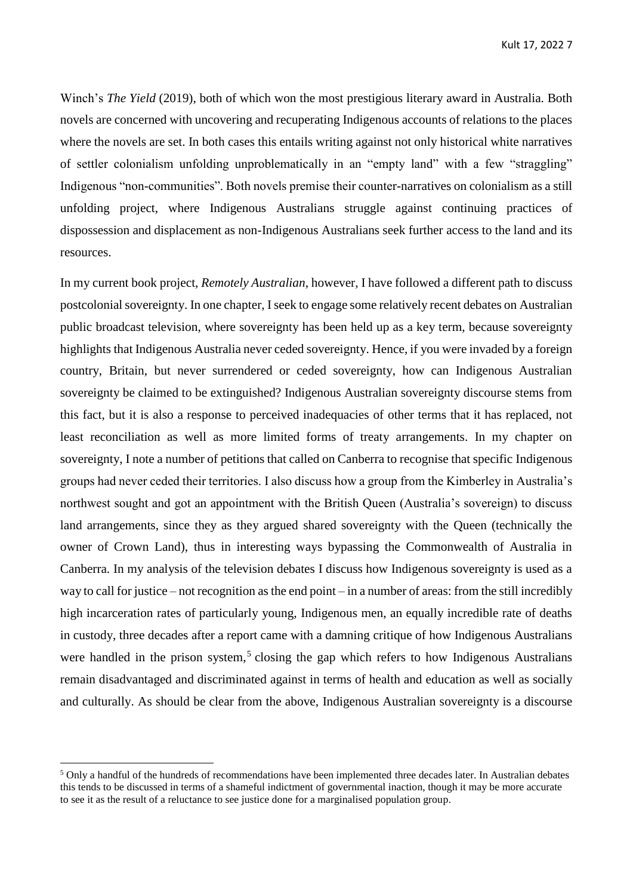Winch's *The Yield* (2019), both of which won the most prestigious literary award in Australia. Both novels are concerned with uncovering and recuperating Indigenous accounts of relations to the places where the novels are set. In both cases this entails writing against not only historical white narratives of settler colonialism unfolding unproblematically in an "empty land" with a few "straggling" Indigenous "non-communities". Both novels premise their counter-narratives on colonialism as a still unfolding project, where Indigenous Australians struggle against continuing practices of dispossession and displacement as non-Indigenous Australians seek further access to the land and its resources.

In my current book project, *Remotely Australian*, however, I have followed a different path to discuss postcolonial sovereignty. In one chapter, I seek to engage some relatively recent debates on Australian public broadcast television, where sovereignty has been held up as a key term, because sovereignty highlights that Indigenous Australia never ceded sovereignty. Hence, if you were invaded by a foreign country, Britain, but never surrendered or ceded sovereignty, how can Indigenous Australian sovereignty be claimed to be extinguished? Indigenous Australian sovereignty discourse stems from this fact, but it is also a response to perceived inadequacies of other terms that it has replaced, not least reconciliation as well as more limited forms of treaty arrangements. In my chapter on sovereignty, I note a number of petitions that called on Canberra to recognise that specific Indigenous groups had never ceded their territories. I also discuss how a group from the Kimberley in Australia's northwest sought and got an appointment with the British Queen (Australia's sovereign) to discuss land arrangements, since they as they argued shared sovereignty with the Queen (technically the owner of Crown Land), thus in interesting ways bypassing the Commonwealth of Australia in Canberra. In my analysis of the television debates I discuss how Indigenous sovereignty is used as a way to call for justice – not recognition as the end point – in a number of areas: from the still incredibly high incarceration rates of particularly young, Indigenous men, an equally incredible rate of deaths in custody, three decades after a report came with a damning critique of how Indigenous Australians were handled in the prison system,[5] closing the gap which refers to how Indigenous Australians remain disadvantaged and discriminated against in terms of health and education as well as socially and culturally. As should be clear from the above, Indigenous Australian sovereignty is a discourse

---

[5] Only a handful of the hundreds of recommendations have been implemented three decades later. In Australian debates this tends to be discussed in terms of a shameful indictment of governmental inaction, though it may be more accurate to see it as the result of a reluctance to see justice done for a marginalised population group.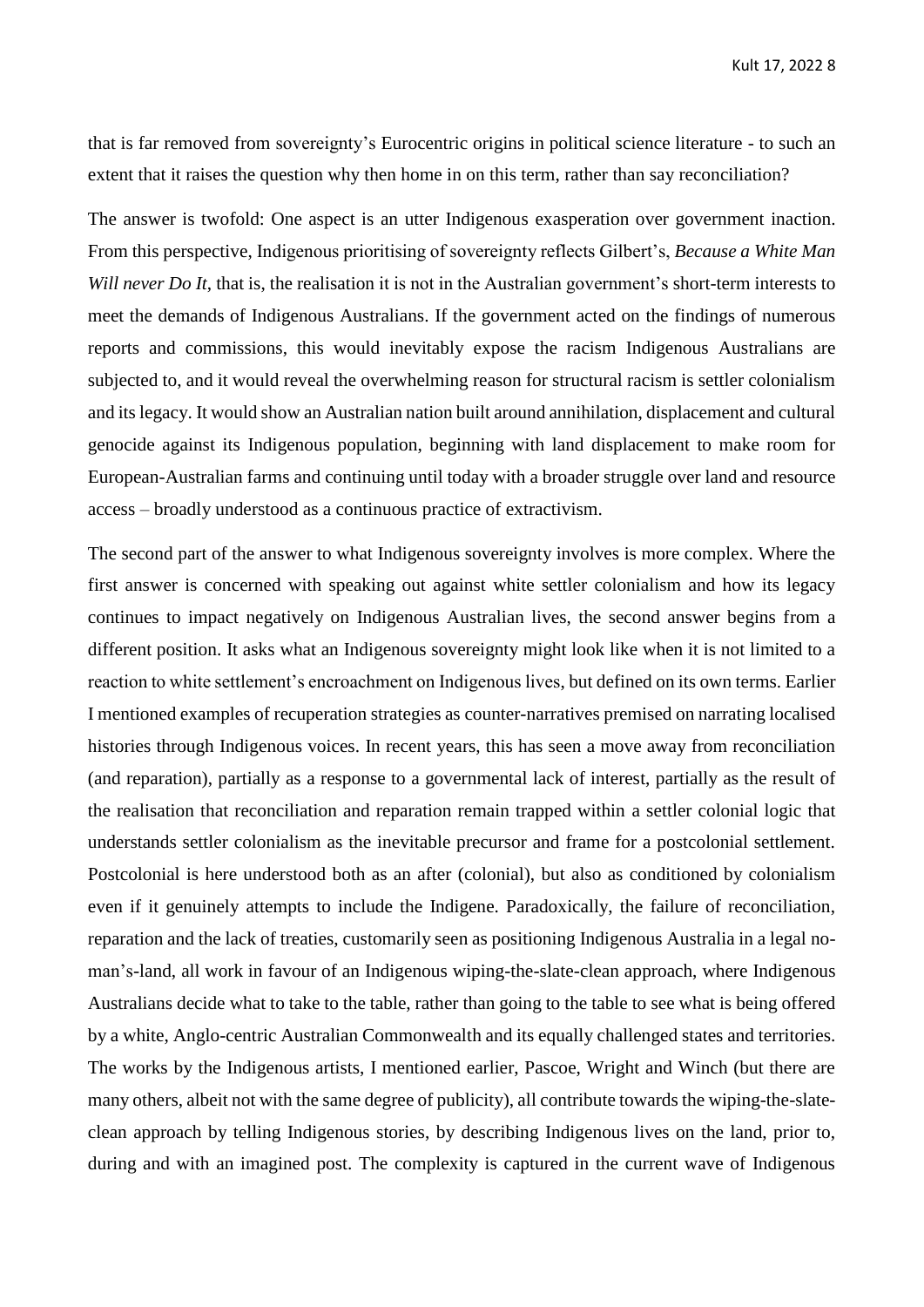that is far removed from sovereignty's Eurocentric origins in political science literature - to such an extent that it raises the question why then home in on this term, rather than say reconciliation?

The answer is twofold: One aspect is an utter Indigenous exasperation over government inaction. From this perspective, Indigenous prioritising of sovereignty reflects Gilbert's, *Because a White Man Will never Do It*, that is, the realisation it is not in the Australian government's short-term interests to meet the demands of Indigenous Australians. If the government acted on the findings of numerous reports and commissions, this would inevitably expose the racism Indigenous Australians are subjected to, and it would reveal the overwhelming reason for structural racism is settler colonialism and its legacy. It would show an Australian nation built around annihilation, displacement and cultural genocide against its Indigenous population, beginning with land displacement to make room for European-Australian farms and continuing until today with a broader struggle over land and resource access – broadly understood as a continuous practice of extractivism.

The second part of the answer to what Indigenous sovereignty involves is more complex. Where the first answer is concerned with speaking out against white settler colonialism and how its legacy continues to impact negatively on Indigenous Australian lives, the second answer begins from a different position. It asks what an Indigenous sovereignty might look like when it is not limited to a reaction to white settlement's encroachment on Indigenous lives, but defined on its own terms. Earlier I mentioned examples of recuperation strategies as counter-narratives premised on narrating localised histories through Indigenous voices. In recent years, this has seen a move away from reconciliation (and reparation), partially as a response to a governmental lack of interest, partially as the result of the realisation that reconciliation and reparation remain trapped within a settler colonial logic that understands settler colonialism as the inevitable precursor and frame for a postcolonial settlement. Postcolonial is here understood both as an after (colonial), but also as conditioned by colonialism even if it genuinely attempts to include the Indigene. Paradoxically, the failure of reconciliation, reparation and the lack of treaties, customarily seen as positioning Indigenous Australia in a legal no-man's-land, all work in favour of an Indigenous wiping-the-slate-clean approach, where Indigenous Australians decide what to take to the table, rather than going to the table to see what is being offered by a white, Anglo-centric Australian Commonwealth and its equally challenged states and territories. The works by the Indigenous artists, I mentioned earlier, Pascoe, Wright and Winch (but there are many others, albeit not with the same degree of publicity), all contribute towards the wiping-the-slate-clean approach by telling Indigenous stories, by describing Indigenous lives on the land, prior to, during and with an imagined post. The complexity is captured in the current wave of Indigenous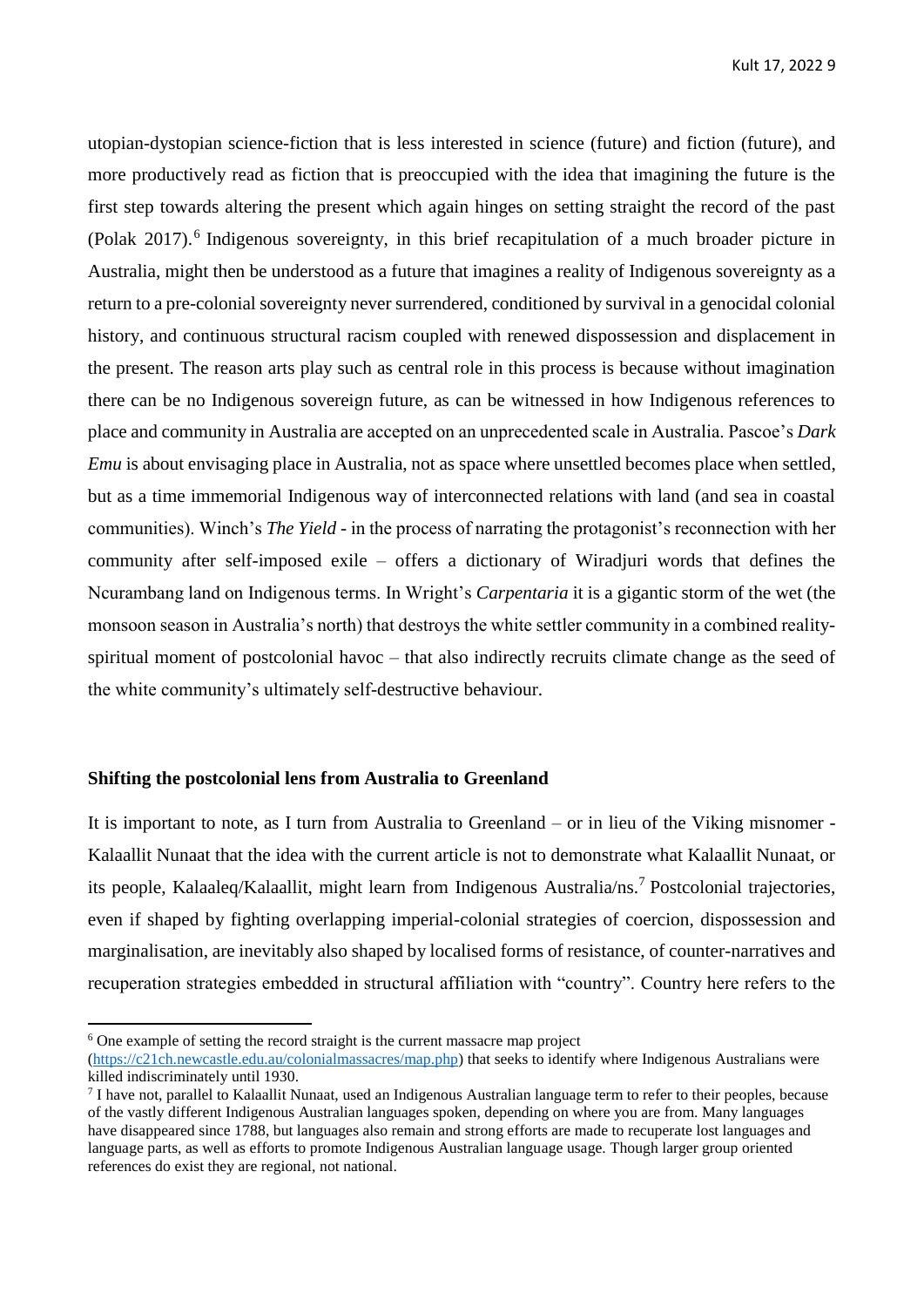utopian-dystopian science-fiction that is less interested in science (future) and fiction (future), and more productively read as fiction that is preoccupied with the idea that imagining the future is the first step towards altering the present which again hinges on setting straight the record of the past (Polak 2017).[6] Indigenous sovereignty, in this brief recapitulation of a much broader picture in Australia, might then be understood as a future that imagines a reality of Indigenous sovereignty as a return to a pre-colonial sovereignty never surrendered, conditioned by survival in a genocidal colonial history, and continuous structural racism coupled with renewed dispossession and displacement in the present. The reason arts play such as central role in this process is because without imagination there can be no Indigenous sovereign future, as can be witnessed in how Indigenous references to place and community in Australia are accepted on an unprecedented scale in Australia. Pascoe's *Dark Emu* is about envisaging place in Australia, not as space where unsettled becomes place when settled, but as a time immemorial Indigenous way of interconnected relations with land (and sea in coastal communities). Winch's *The Yield* - in the process of narrating the protagonist's reconnection with her community after self-imposed exile – offers a dictionary of Wiradjuri words that defines the Ncurambang land on Indigenous terms. In Wright's *Carpentaria* it is a gigantic storm of the wet (the monsoon season in Australia's north) that destroys the white settler community in a combined reality-spiritual moment of postcolonial havoc – that also indirectly recruits climate change as the seed of the white community's ultimately self-destructive behaviour.

## Shifting the postcolonial lens from Australia to Greenland

It is important to note, as I turn from Australia to Greenland – or in lieu of the Viking misnomer - Kalaallit Nunaat that the idea with the current article is not to demonstrate what Kalaallit Nunaat, or its people, Kalaaleq/Kalaallit, might learn from Indigenous Australia/ns.[7] Postcolonial trajectories, even if shaped by fighting overlapping imperial-colonial strategies of coercion, dispossession and marginalisation, are inevitably also shaped by localised forms of resistance, of counter-narratives and recuperation strategies embedded in structural affiliation with "country". Country here refers to the

---

[6] One example of setting the record straight is the current massacre map project (https://c21ch.newcastle.edu.au/colonialmassacres/map.php) that seeks to identify where Indigenous Australians were killed indiscriminately until 1930.

[7] I have not, parallel to Kalaallit Nunaat, used an Indigenous Australian language term to refer to their peoples, because of the vastly different Indigenous Australian languages spoken, depending on where you are from. Many languages have disappeared since 1788, but languages also remain and strong efforts are made to recuperate lost languages and language parts, as well as efforts to promote Indigenous Australian language usage. Though larger group oriented references do exist they are regional, not national.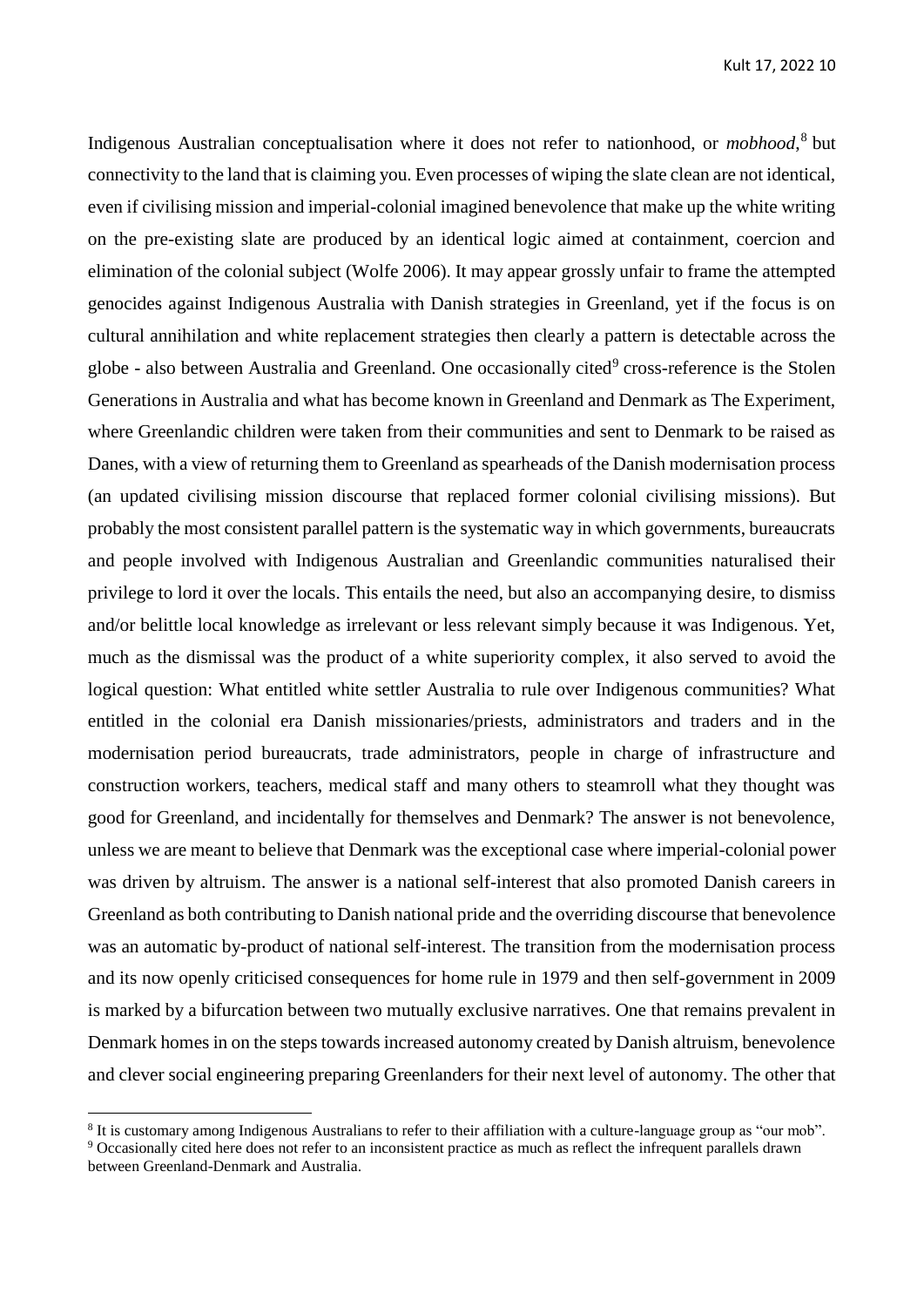Indigenous Australian conceptualisation where it does not refer to nationhood, or *mobhood*,[8] but connectivity to the land that is claiming you. Even processes of wiping the slate clean are not identical, even if civilising mission and imperial-colonial imagined benevolence that make up the white writing on the pre-existing slate are produced by an identical logic aimed at containment, coercion and elimination of the colonial subject (Wolfe 2006). It may appear grossly unfair to frame the attempted genocides against Indigenous Australia with Danish strategies in Greenland, yet if the focus is on cultural annihilation and white replacement strategies then clearly a pattern is detectable across the globe - also between Australia and Greenland. One occasionally cited[9] cross-reference is the Stolen Generations in Australia and what has become known in Greenland and Denmark as The Experiment, where Greenlandic children were taken from their communities and sent to Denmark to be raised as Danes, with a view of returning them to Greenland as spearheads of the Danish modernisation process (an updated civilising mission discourse that replaced former colonial civilising missions). But probably the most consistent parallel pattern is the systematic way in which governments, bureaucrats and people involved with Indigenous Australian and Greenlandic communities naturalised their privilege to lord it over the locals. This entails the need, but also an accompanying desire, to dismiss and/or belittle local knowledge as irrelevant or less relevant simply because it was Indigenous. Yet, much as the dismissal was the product of a white superiority complex, it also served to avoid the logical question: What entitled white settler Australia to rule over Indigenous communities? What entitled in the colonial era Danish missionaries/priests, administrators and traders and in the modernisation period bureaucrats, trade administrators, people in charge of infrastructure and construction workers, teachers, medical staff and many others to steamroll what they thought was good for Greenland, and incidentally for themselves and Denmark? The answer is not benevolence, unless we are meant to believe that Denmark was the exceptional case where imperial-colonial power was driven by altruism. The answer is a national self-interest that also promoted Danish careers in Greenland as both contributing to Danish national pride and the overriding discourse that benevolence was an automatic by-product of national self-interest. The transition from the modernisation process and its now openly criticised consequences for home rule in 1979 and then self-government in 2009 is marked by a bifurcation between two mutually exclusive narratives. One that remains prevalent in Denmark homes in on the steps towards increased autonomy created by Danish altruism, benevolence and clever social engineering preparing Greenlanders for their next level of autonomy. The other that

[8] It is customary among Indigenous Australians to refer to their affiliation with a culture-language group as "our mob".

[9] Occasionally cited here does not refer to an inconsistent practice as much as reflect the infrequent parallels drawn between Greenland-Denmark and Australia.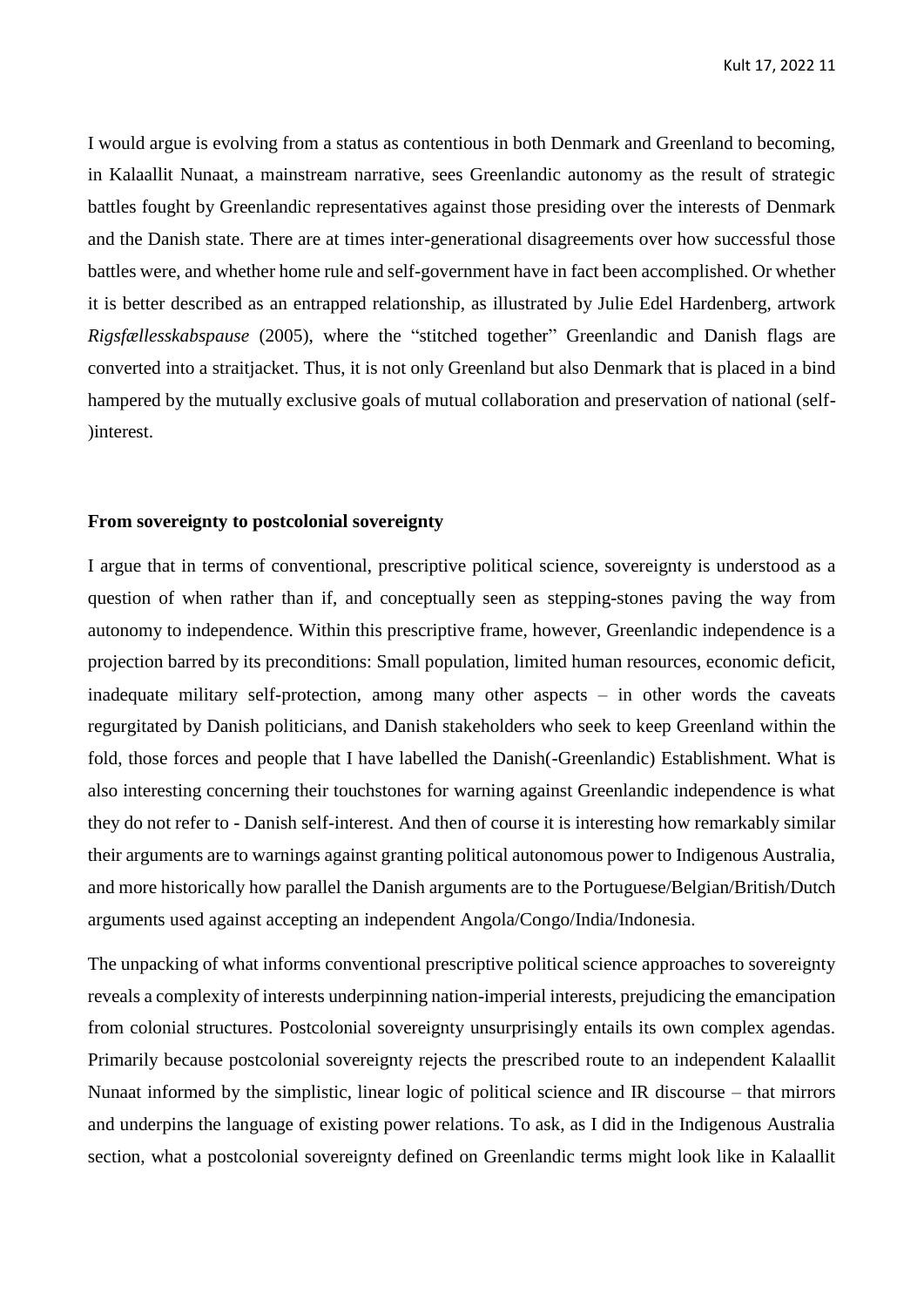I would argue is evolving from a status as contentious in both Denmark and Greenland to becoming, in Kalaallit Nunaat, a mainstream narrative, sees Greenlandic autonomy as the result of strategic battles fought by Greenlandic representatives against those presiding over the interests of Denmark and the Danish state. There are at times inter-generational disagreements over how successful those battles were, and whether home rule and self-government have in fact been accomplished. Or whether it is better described as an entrapped relationship, as illustrated by Julie Edel Hardenberg, artwork *Rigsfællesskabspause* (2005), where the "stitched together" Greenlandic and Danish flags are converted into a straitjacket. Thus, it is not only Greenland but also Denmark that is placed in a bind hampered by the mutually exclusive goals of mutual collaboration and preservation of national (self-)interest.

**From sovereignty to postcolonial sovereignty**

I argue that in terms of conventional, prescriptive political science, sovereignty is understood as a question of when rather than if, and conceptually seen as stepping-stones paving the way from autonomy to independence. Within this prescriptive frame, however, Greenlandic independence is a projection barred by its preconditions: Small population, limited human resources, economic deficit, inadequate military self-protection, among many other aspects – in other words the caveats regurgitated by Danish politicians, and Danish stakeholders who seek to keep Greenland within the fold, those forces and people that I have labelled the Danish(-Greenlandic) Establishment. What is also interesting concerning their touchstones for warning against Greenlandic independence is what they do not refer to - Danish self-interest. And then of course it is interesting how remarkably similar their arguments are to warnings against granting political autonomous power to Indigenous Australia, and more historically how parallel the Danish arguments are to the Portuguese/Belgian/British/Dutch arguments used against accepting an independent Angola/Congo/India/Indonesia.

The unpacking of what informs conventional prescriptive political science approaches to sovereignty reveals a complexity of interests underpinning nation-imperial interests, prejudicing the emancipation from colonial structures. Postcolonial sovereignty unsurprisingly entails its own complex agendas. Primarily because postcolonial sovereignty rejects the prescribed route to an independent Kalaallit Nunaat informed by the simplistic, linear logic of political science and IR discourse – that mirrors and underpins the language of existing power relations. To ask, as I did in the Indigenous Australia section, what a postcolonial sovereignty defined on Greenlandic terms might look like in Kalaallit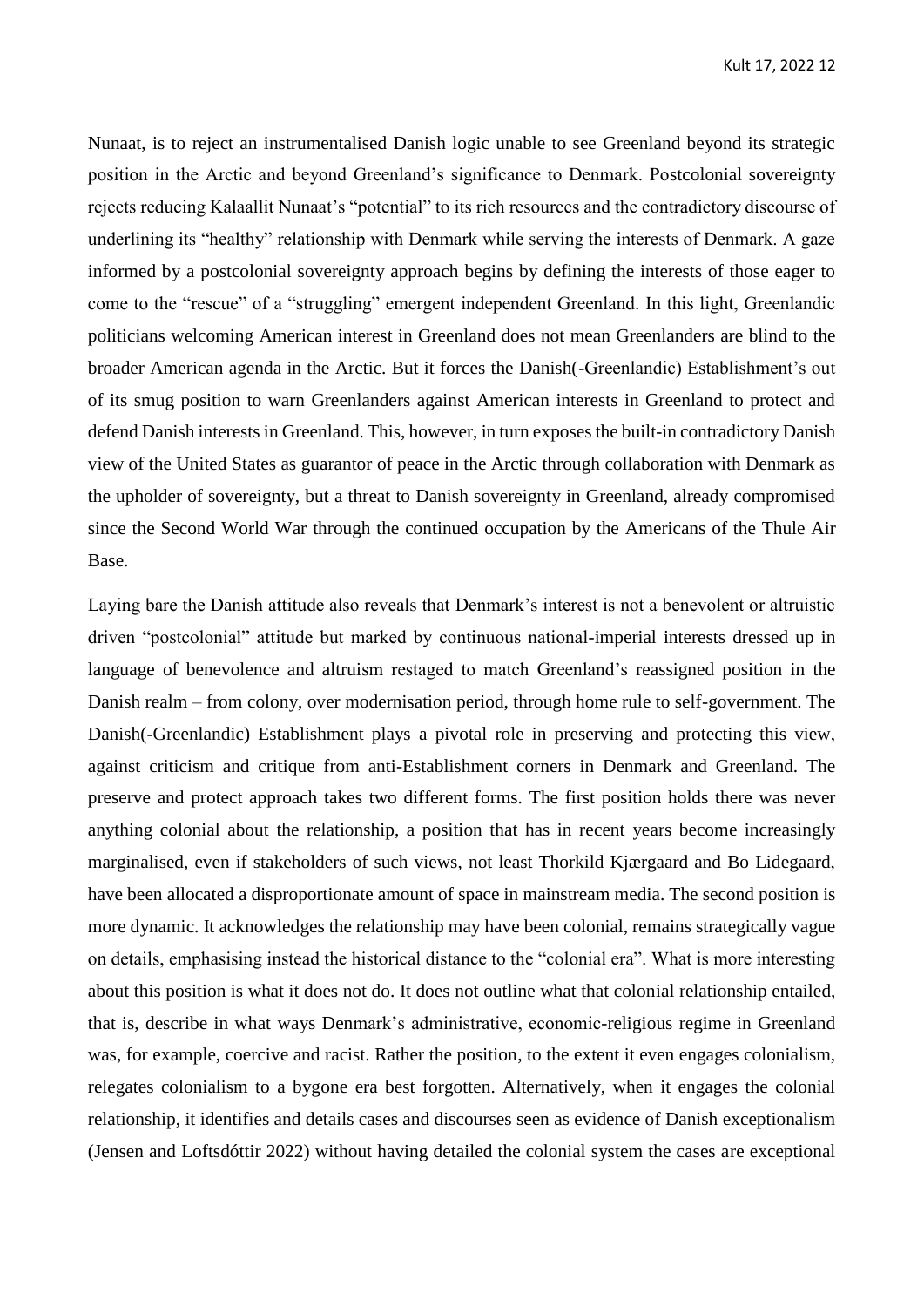Nunaat, is to reject an instrumentalised Danish logic unable to see Greenland beyond its strategic position in the Arctic and beyond Greenland's significance to Denmark. Postcolonial sovereignty rejects reducing Kalaallit Nunaat's "potential" to its rich resources and the contradictory discourse of underlining its "healthy" relationship with Denmark while serving the interests of Denmark. A gaze informed by a postcolonial sovereignty approach begins by defining the interests of those eager to come to the "rescue" of a "struggling" emergent independent Greenland. In this light, Greenlandic politicians welcoming American interest in Greenland does not mean Greenlanders are blind to the broader American agenda in the Arctic. But it forces the Danish(-Greenlandic) Establishment's out of its smug position to warn Greenlanders against American interests in Greenland to protect and defend Danish interests in Greenland. This, however, in turn exposes the built-in contradictory Danish view of the United States as guarantor of peace in the Arctic through collaboration with Denmark as the upholder of sovereignty, but a threat to Danish sovereignty in Greenland, already compromised since the Second World War through the continued occupation by the Americans of the Thule Air Base.

Laying bare the Danish attitude also reveals that Denmark's interest is not a benevolent or altruistic driven "postcolonial" attitude but marked by continuous national-imperial interests dressed up in language of benevolence and altruism restaged to match Greenland's reassigned position in the Danish realm – from colony, over modernisation period, through home rule to self-government. The Danish(-Greenlandic) Establishment plays a pivotal role in preserving and protecting this view, against criticism and critique from anti-Establishment corners in Denmark and Greenland. The preserve and protect approach takes two different forms. The first position holds there was never anything colonial about the relationship, a position that has in recent years become increasingly marginalised, even if stakeholders of such views, not least Thorkild Kjærgaard and Bo Lidegaard, have been allocated a disproportionate amount of space in mainstream media. The second position is more dynamic. It acknowledges the relationship may have been colonial, remains strategically vague on details, emphasising instead the historical distance to the "colonial era". What is more interesting about this position is what it does not do. It does not outline what that colonial relationship entailed, that is, describe in what ways Denmark's administrative, economic-religious regime in Greenland was, for example, coercive and racist. Rather the position, to the extent it even engages colonialism, relegates colonialism to a bygone era best forgotten. Alternatively, when it engages the colonial relationship, it identifies and details cases and discourses seen as evidence of Danish exceptionalism (Jensen and Loftsdóttir 2022) without having detailed the colonial system the cases are exceptional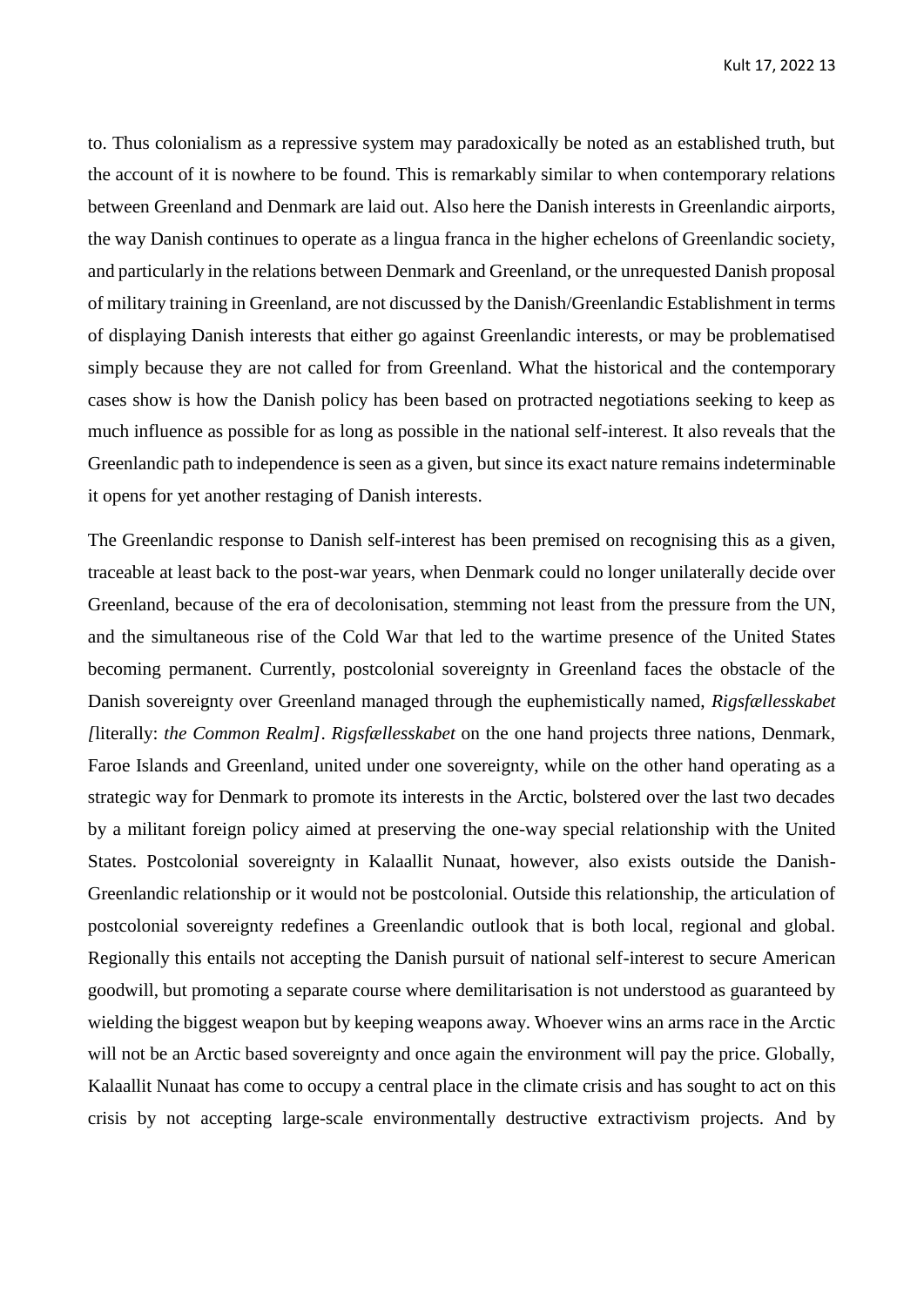to. Thus colonialism as a repressive system may paradoxically be noted as an established truth, but the account of it is nowhere to be found. This is remarkably similar to when contemporary relations between Greenland and Denmark are laid out. Also here the Danish interests in Greenlandic airports, the way Danish continues to operate as a lingua franca in the higher echelons of Greenlandic society, and particularly in the relations between Denmark and Greenland, or the unrequested Danish proposal of military training in Greenland, are not discussed by the Danish/Greenlandic Establishment in terms of displaying Danish interests that either go against Greenlandic interests, or may be problematised simply because they are not called for from Greenland. What the historical and the contemporary cases show is how the Danish policy has been based on protracted negotiations seeking to keep as much influence as possible for as long as possible in the national self-interest. It also reveals that the Greenlandic path to independence is seen as a given, but since its exact nature remains indeterminable it opens for yet another restaging of Danish interests.

The Greenlandic response to Danish self-interest has been premised on recognising this as a given, traceable at least back to the post-war years, when Denmark could no longer unilaterally decide over Greenland, because of the era of decolonisation, stemming not least from the pressure from the UN, and the simultaneous rise of the Cold War that led to the wartime presence of the United States becoming permanent. Currently, postcolonial sovereignty in Greenland faces the obstacle of the Danish sovereignty over Greenland managed through the euphemistically named, *Rigsfællesskabet [*literally: *the Common Realm]*. *Rigsfællesskabet* on the one hand projects three nations, Denmark, Faroe Islands and Greenland, united under one sovereignty, while on the other hand operating as a strategic way for Denmark to promote its interests in the Arctic, bolstered over the last two decades by a militant foreign policy aimed at preserving the one-way special relationship with the United States. Postcolonial sovereignty in Kalaallit Nunaat, however, also exists outside the Danish-Greenlandic relationship or it would not be postcolonial. Outside this relationship, the articulation of postcolonial sovereignty redefines a Greenlandic outlook that is both local, regional and global. Regionally this entails not accepting the Danish pursuit of national self-interest to secure American goodwill, but promoting a separate course where demilitarisation is not understood as guaranteed by wielding the biggest weapon but by keeping weapons away. Whoever wins an arms race in the Arctic will not be an Arctic based sovereignty and once again the environment will pay the price. Globally, Kalaallit Nunaat has come to occupy a central place in the climate crisis and has sought to act on this crisis by not accepting large-scale environmentally destructive extractivism projects. And by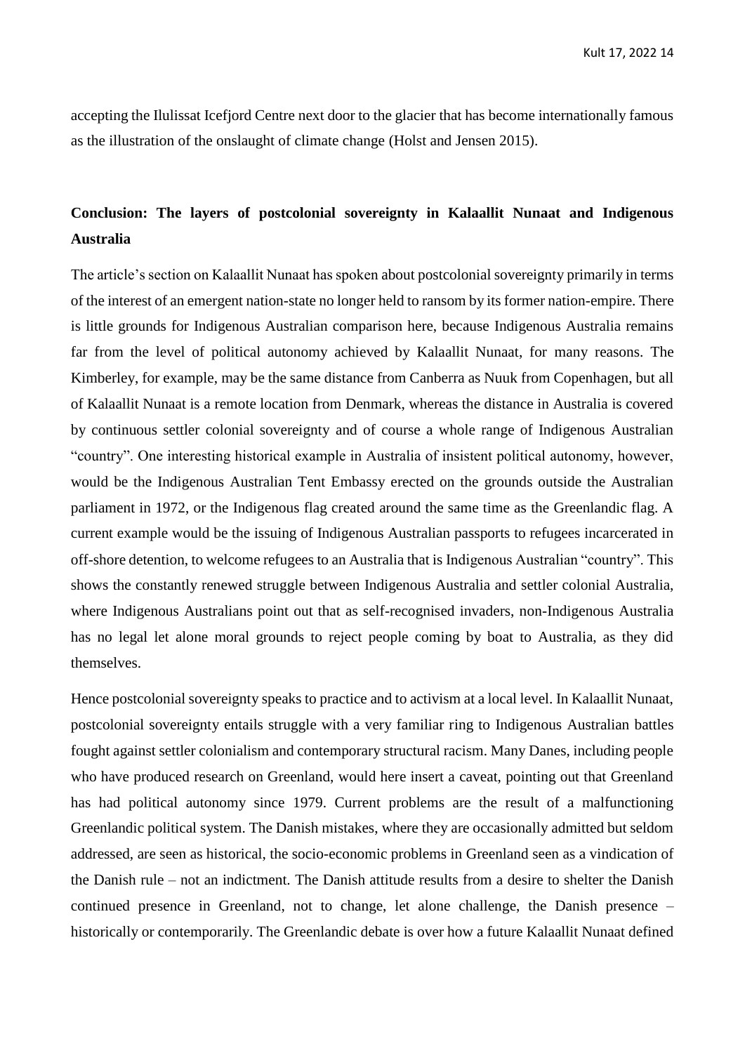accepting the Ilulissat Icefjord Centre next door to the glacier that has become internationally famous as the illustration of the onslaught of climate change (Holst and Jensen 2015).

## Conclusion: The layers of postcolonial sovereignty in Kalaallit Nunaat and Indigenous Australia

The article's section on Kalaallit Nunaat has spoken about postcolonial sovereignty primarily in terms of the interest of an emergent nation-state no longer held to ransom by its former nation-empire. There is little grounds for Indigenous Australian comparison here, because Indigenous Australia remains far from the level of political autonomy achieved by Kalaallit Nunaat, for many reasons. The Kimberley, for example, may be the same distance from Canberra as Nuuk from Copenhagen, but all of Kalaallit Nunaat is a remote location from Denmark, whereas the distance in Australia is covered by continuous settler colonial sovereignty and of course a whole range of Indigenous Australian "country". One interesting historical example in Australia of insistent political autonomy, however, would be the Indigenous Australian Tent Embassy erected on the grounds outside the Australian parliament in 1972, or the Indigenous flag created around the same time as the Greenlandic flag. A current example would be the issuing of Indigenous Australian passports to refugees incarcerated in off-shore detention, to welcome refugees to an Australia that is Indigenous Australian "country". This shows the constantly renewed struggle between Indigenous Australia and settler colonial Australia, where Indigenous Australians point out that as self-recognised invaders, non-Indigenous Australia has no legal let alone moral grounds to reject people coming by boat to Australia, as they did themselves.

Hence postcolonial sovereignty speaks to practice and to activism at a local level. In Kalaallit Nunaat, postcolonial sovereignty entails struggle with a very familiar ring to Indigenous Australian battles fought against settler colonialism and contemporary structural racism. Many Danes, including people who have produced research on Greenland, would here insert a caveat, pointing out that Greenland has had political autonomy since 1979. Current problems are the result of a malfunctioning Greenlandic political system. The Danish mistakes, where they are occasionally admitted but seldom addressed, are seen as historical, the socio-economic problems in Greenland seen as a vindication of the Danish rule – not an indictment. The Danish attitude results from a desire to shelter the Danish continued presence in Greenland, not to change, let alone challenge, the Danish presence – historically or contemporarily. The Greenlandic debate is over how a future Kalaallit Nunaat defined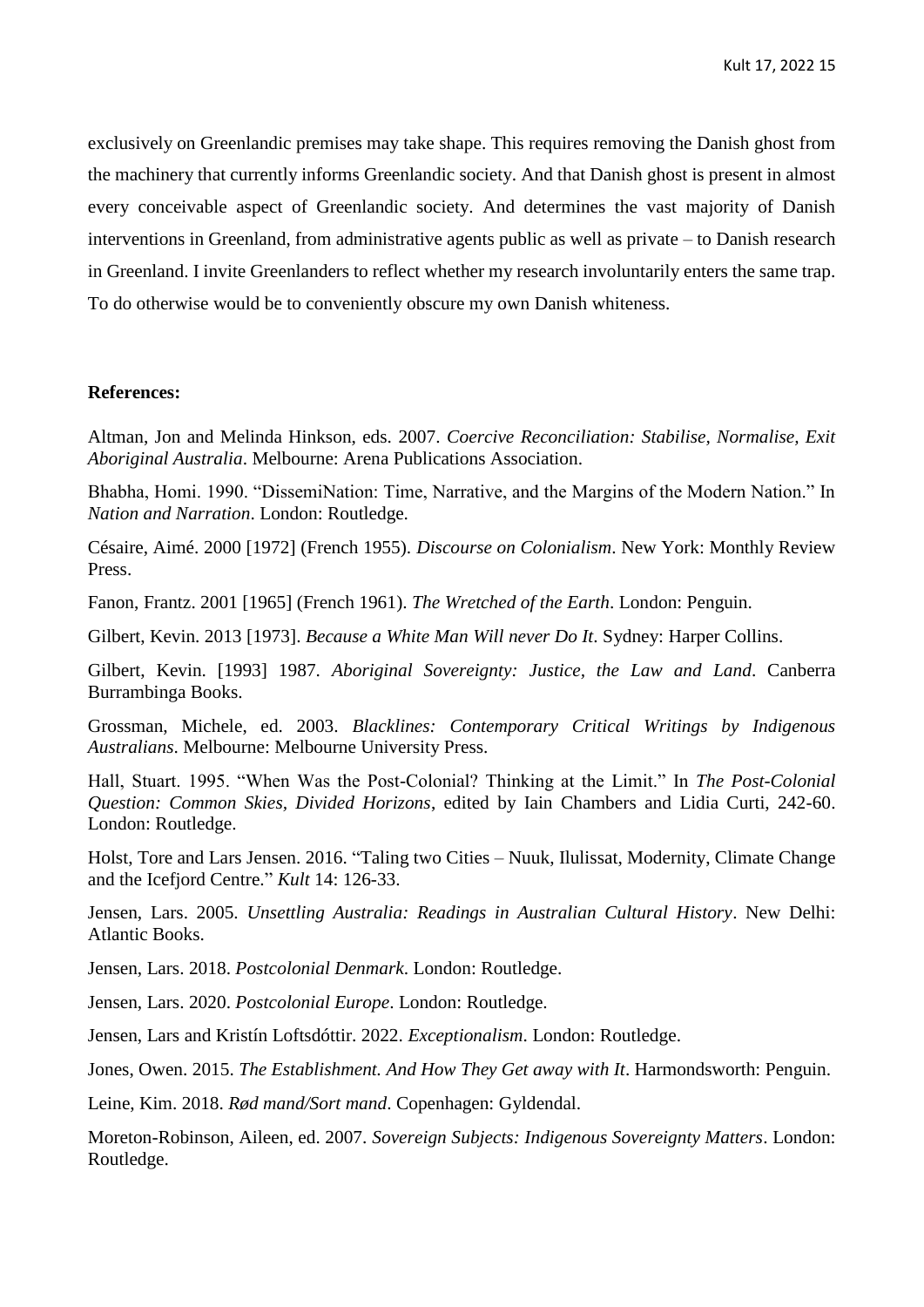exclusively on Greenlandic premises may take shape. This requires removing the Danish ghost from the machinery that currently informs Greenlandic society. And that Danish ghost is present in almost every conceivable aspect of Greenlandic society. And determines the vast majority of Danish interventions in Greenland, from administrative agents public as well as private – to Danish research in Greenland. I invite Greenlanders to reflect whether my research involuntarily enters the same trap. To do otherwise would be to conveniently obscure my own Danish whiteness.

**References:**

Altman, Jon and Melinda Hinkson, eds. 2007. *Coercive Reconciliation: Stabilise, Normalise, Exit Aboriginal Australia*. Melbourne: Arena Publications Association.

Bhabha, Homi. 1990. "DissemiNation: Time, Narrative, and the Margins of the Modern Nation." In *Nation and Narration*. London: Routledge.

Césaire, Aimé. 2000 [1972] (French 1955). *Discourse on Colonialism*. New York: Monthly Review Press.

Fanon, Frantz. 2001 [1965] (French 1961). *The Wretched of the Earth*. London: Penguin.

Gilbert, Kevin. 2013 [1973]. *Because a White Man Will never Do It*. Sydney: Harper Collins.

Gilbert, Kevin. [1993] 1987. *Aboriginal Sovereignty: Justice, the Law and Land*. Canberra Burrambinga Books.

Grossman, Michele, ed. 2003. *Blacklines: Contemporary Critical Writings by Indigenous Australians*. Melbourne: Melbourne University Press.

Hall, Stuart. 1995. "When Was the Post-Colonial? Thinking at the Limit." In *The Post-Colonial Question: Common Skies, Divided Horizons*, edited by Iain Chambers and Lidia Curti, 242-60. London: Routledge.

Holst, Tore and Lars Jensen. 2016. "Taling two Cities – Nuuk, Ilulissat, Modernity, Climate Change and the Icefjord Centre." *Kult* 14: 126-33.

Jensen, Lars. 2005. *Unsettling Australia: Readings in Australian Cultural History*. New Delhi: Atlantic Books.

Jensen, Lars. 2018. *Postcolonial Denmark*. London: Routledge.

Jensen, Lars. 2020. *Postcolonial Europe*. London: Routledge.

Jensen, Lars and Kristín Loftsdóttir. 2022. *Exceptionalism*. London: Routledge.

Jones, Owen. 2015. *The Establishment. And How They Get away with It*. Harmondsworth: Penguin.

Leine, Kim. 2018. *Rød mand/Sort mand*. Copenhagen: Gyldendal.

Moreton-Robinson, Aileen, ed. 2007. *Sovereign Subjects: Indigenous Sovereignty Matters*. London: Routledge.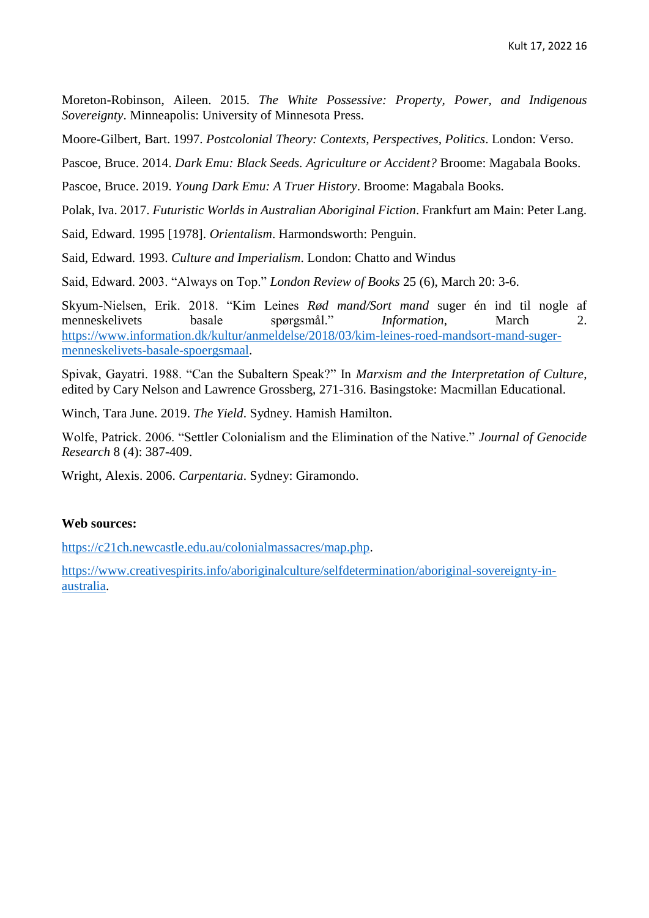Moreton-Robinson, Aileen. 2015. *The White Possessive: Property, Power, and Indigenous Sovereignty*. Minneapolis: University of Minnesota Press.

Moore-Gilbert, Bart. 1997. *Postcolonial Theory: Contexts, Perspectives, Politics*. London: Verso.

Pascoe, Bruce. 2014. *Dark Emu: Black Seeds. Agriculture or Accident?* Broome: Magabala Books.

Pascoe, Bruce. 2019. *Young Dark Emu: A Truer History*. Broome: Magabala Books.

Polak, Iva. 2017. *Futuristic Worlds in Australian Aboriginal Fiction*. Frankfurt am Main: Peter Lang.

Said, Edward. 1995 [1978]. *Orientalism*. Harmondsworth: Penguin.

Said, Edward. 1993. *Culture and Imperialism*. London: Chatto and Windus

Said, Edward. 2003. "Always on Top." *London Review of Books* 25 (6), March 20: 3-6.

Skyum-Nielsen, Erik. 2018. "Kim Leines *Rød mand/Sort mand* suger én ind til nogle af menneskelivets basale spørgsmål." *Information*, March 2. https://www.information.dk/kultur/anmeldelse/2018/03/kim-leines-roed-mandsort-mand-suger-menneskelivets-basale-spoergsmaal.

Spivak, Gayatri. 1988. "Can the Subaltern Speak?" In *Marxism and the Interpretation of Culture*, edited by Cary Nelson and Lawrence Grossberg, 271-316. Basingstoke: Macmillan Educational.

Winch, Tara June. 2019. *The Yield*. Sydney. Hamish Hamilton.

Wolfe, Patrick. 2006. "Settler Colonialism and the Elimination of the Native." *Journal of Genocide Research* 8 (4): 387-409.

Wright, Alexis. 2006. *Carpentaria*. Sydney: Giramondo.

**Web sources:**

https://c21ch.newcastle.edu.au/colonialmassacres/map.php.

https://www.creativespirits.info/aboriginalculture/selfdetermination/aboriginal-sovereignty-in-australia.